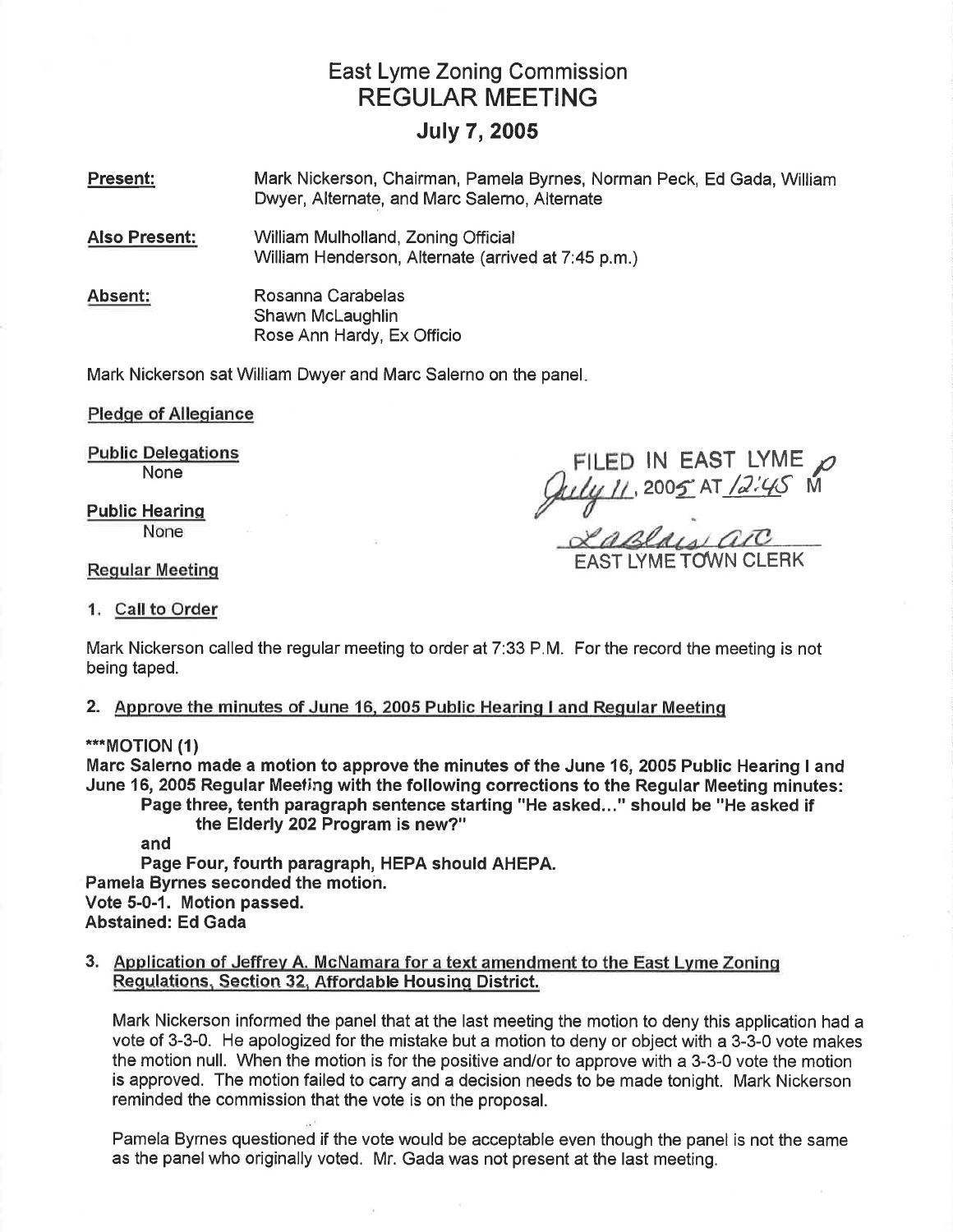# East Lyme Zoning Commission
## REGULAR MEETING
### July 7, 2005

**Present:** Mark Nickerson, Chairman, Pamela Byrnes, Norman Peck, Ed Gada, William Dwyer, Alternate, and Marc Salerno, Alternate

**Also Present:** William Mulholland, Zoning Official
William Henderson, Alternate (arrived at 7:45 p.m.)

**Absent:** Rosanna Carabelas
Shawn McLaughlin
Rose Ann Hardy, Ex Officio

Mark Nickerson sat William Dwyer and Marc Salerno on the panel.

FILED IN EAST LYME July 11, 2005 AT 12:45 PM
Lablais ATC
EAST LYME TOWN CLERK

Pledge of Allegiance

Public Delegations
None

Public Hearing
None

Regular Meeting

1. Call to Order

Mark Nickerson called the regular meeting to order at 7:33 P.M. For the record the meeting is not being taped.

2. Approve the minutes of June 16, 2005 Public Hearing I and Regular Meeting

**\*\*\*MOTION (1)**
**Marc Salerno made a motion to approve the minutes of the June 16, 2005 Public Hearing I and June 16, 2005 Regular Meeting with the following corrections to the Regular Meeting minutes:**
**Page three, tenth paragraph sentence starting "He asked..." should be "He asked if the Elderly 202 Program is new?"**
**and**
**Page Four, fourth paragraph, HEPA should AHEPA.**
**Pamela Byrnes seconded the motion.**
**Vote 5-0-1. Motion passed.**
**Abstained: Ed Gada**

3. Application of Jeffrey A. McNamara for a text amendment to the East Lyme Zoning Regulations, Section 32, Affordable Housing District.

Mark Nickerson informed the panel that at the last meeting the motion to deny this application had a vote of 3-3-0. He apologized for the mistake but a motion to deny or object with a 3-3-0 vote makes the motion null. When the motion is for the positive and/or to approve with a 3-3-0 vote the motion is approved. The motion failed to carry and a decision needs to be made tonight. Mark Nickerson reminded the commission that the vote is on the proposal.

Pamela Byrnes questioned if the vote would be acceptable even though the panel is not the same as the panel who originally voted. Mr. Gada was not present at the last meeting.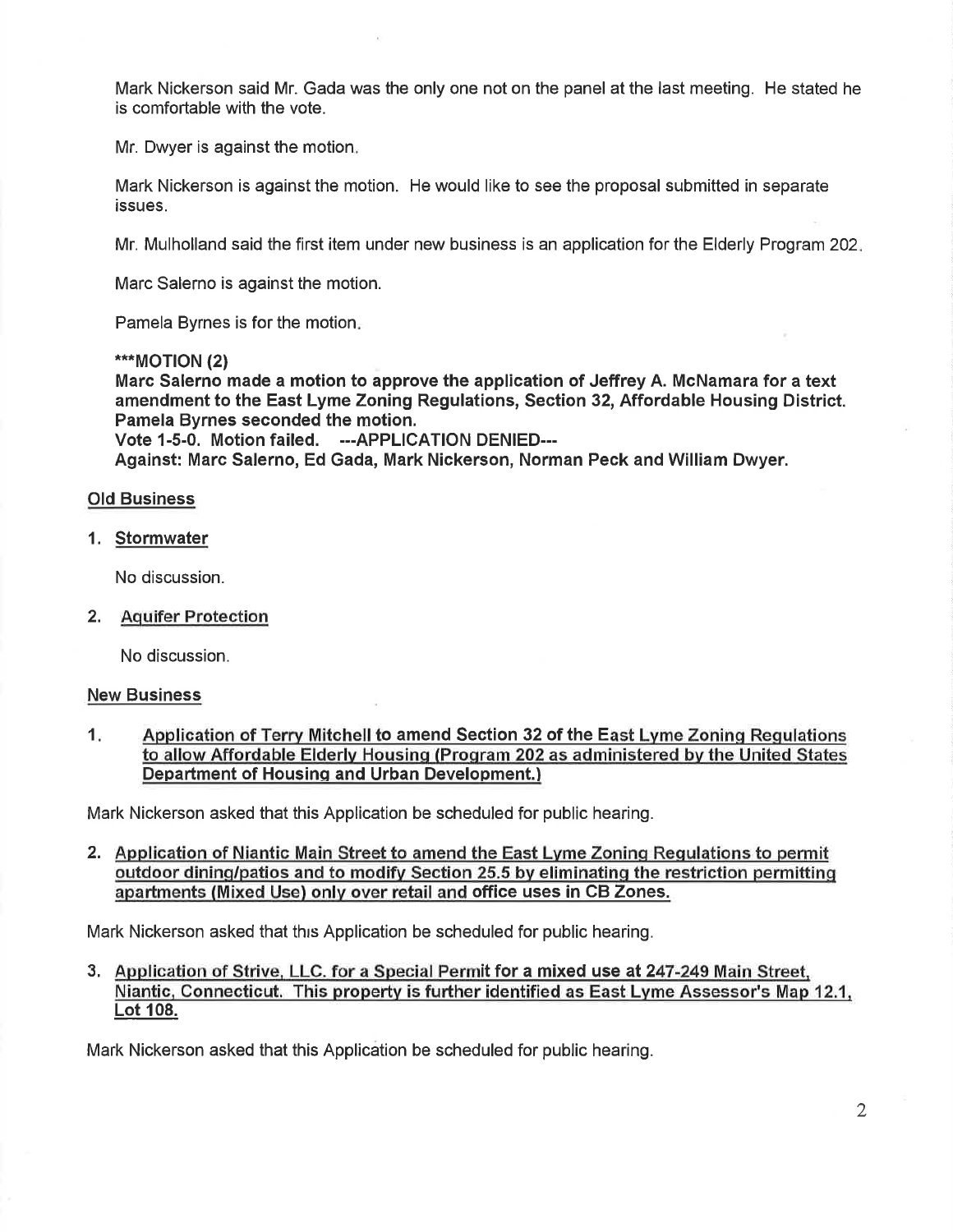Mark Nickerson said Mr. Gada was the only one not on the panel at the last meeting. He stated he is comfortable with the vote.

Mr. Dwyer is against the motion.

Mark Nickerson is against the motion. He would like to see the proposal submitted in separate issues.

Mr. Mulholland said the first item under new business is an application for the Elderly Program 202.

Marc Salerno is against the motion.

Pamela Byrnes is for the motion.

**\*\*\*MOTION (2)**
**Marc Salerno made a motion to approve the application of Jeffrey A. McNamara for a text amendment to the East Lyme Zoning Regulations, Section 32, Affordable Housing District. Pamela Byrnes seconded the motion.**
**Vote 1-5-0. Motion failed. ---APPLICATION DENIED---**
**Against: Marc Salerno, Ed Gada, Mark Nickerson, Norman Peck and William Dwyer.**

## Old Business

1. **Stormwater**

   No discussion.

2. **Aquifer Protection**

   No discussion.

## New Business

1. **Application of Terry Mitchell to amend Section 32 of the East Lyme Zoning Regulations to allow Affordable Elderly Housing (Program 202 as administered by the United States Department of Housing and Urban Development.)**

Mark Nickerson asked that this Application be scheduled for public hearing.

2. **Application of Niantic Main Street to amend the East Lyme Zoning Regulations to permit outdoor dining/patios and to modify Section 25.5 by eliminating the restriction permitting apartments (Mixed Use) only over retail and office uses in CB Zones.**

Mark Nickerson asked that this Application be scheduled for public hearing.

3. **Application of Strive, LLC. for a Special Permit for a mixed use at 247-249 Main Street, Niantic, Connecticut. This property is further identified as East Lyme Assessor's Map 12.1, Lot 108.**

Mark Nickerson asked that this Application be scheduled for public hearing.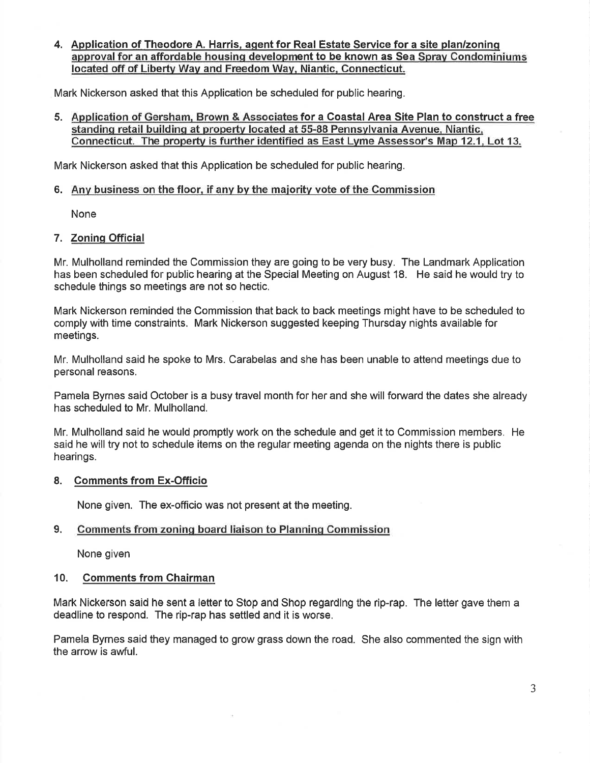4. **Application of Theodore A. Harris, agent for Real Estate Service for a site plan/zoning approval for an affordable housing development to be known as Sea Spray Condominiums located off of Liberty Way and Freedom Way, Niantic, Connecticut.**

Mark Nickerson asked that this Application be scheduled for public hearing.

5. **Application of Gersham, Brown & Associates for a Coastal Area Site Plan to construct a free standing retail building at property located at 55-88 Pennsylvania Avenue, Niantic, Connecticut. The property is further identified as East Lyme Assessor's Map 12.1, Lot 13.**

Mark Nickerson asked that this Application be scheduled for public hearing.

6. **Any business on the floor, if any by the majority vote of the Commission**

   None

7. **Zoning Official**

Mr. Mulholland reminded the Commission they are going to be very busy. The Landmark Application has been scheduled for public hearing at the Special Meeting on August 18. He said he would try to schedule things so meetings are not so hectic.

Mark Nickerson reminded the Commission that back to back meetings might have to be scheduled to comply with time constraints. Mark Nickerson suggested keeping Thursday nights available for meetings.

Mr. Mulholland said he spoke to Mrs. Carabelas and she has been unable to attend meetings due to personal reasons.

Pamela Byrnes said October is a busy travel month for her and she will forward the dates she already has scheduled to Mr. Mulholland.

Mr. Mulholland said he would promptly work on the schedule and get it to Commission members. He said he will try not to schedule items on the regular meeting agenda on the nights there is public hearings.

8. **Comments from Ex-Officio**

   None given. The ex-officio was not present at the meeting.

9. **Comments from zoning board liaison to Planning Commission**

   None given

10. **Comments from Chairman**

Mark Nickerson said he sent a letter to Stop and Shop regarding the rip-rap. The letter gave them a deadline to respond. The rip-rap has settled and it is worse.

Pamela Byrnes said they managed to grow grass down the road. She also commented the sign with the arrow is awful.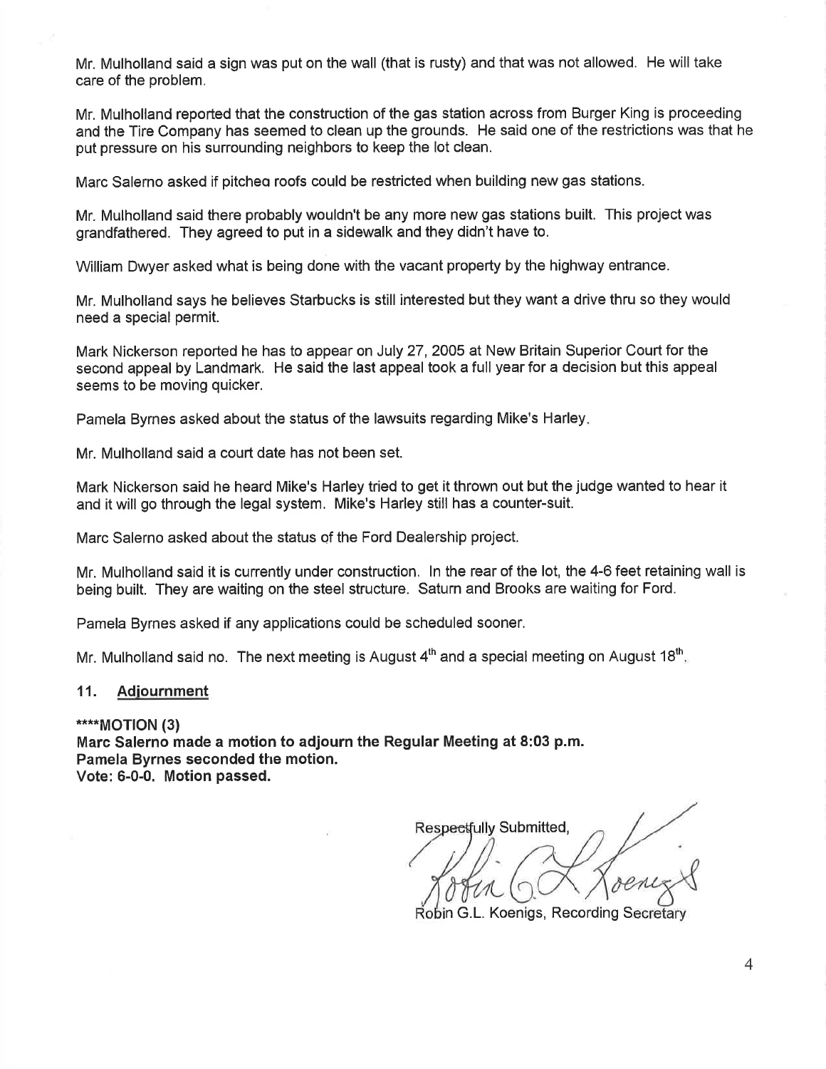Mr. Mulholland said a sign was put on the wall (that is rusty) and that was not allowed. He will take care of the problem.

Mr. Mulholland reported that the construction of the gas station across from Burger King is proceeding and the Tire Company has seemed to clean up the grounds. He said one of the restrictions was that he put pressure on his surrounding neighbors to keep the lot clean.

Marc Salerno asked if pitched roofs could be restricted when building new gas stations.

Mr. Mulholland said there probably wouldn't be any more new gas stations built. This project was grandfathered. They agreed to put in a sidewalk and they didn't have to.

William Dwyer asked what is being done with the vacant property by the highway entrance.

Mr. Mulholland says he believes Starbucks is still interested but they want a drive thru so they would need a special permit.

Mark Nickerson reported he has to appear on July 27, 2005 at New Britain Superior Court for the second appeal by Landmark. He said the last appeal took a full year for a decision but this appeal seems to be moving quicker.

Pamela Byrnes asked about the status of the lawsuits regarding Mike's Harley.

Mr. Mulholland said a court date has not been set.

Mark Nickerson said he heard Mike's Harley tried to get it thrown out but the judge wanted to hear it and it will go through the legal system. Mike's Harley still has a counter-suit.

Marc Salerno asked about the status of the Ford Dealership project.

Mr. Mulholland said it is currently under construction. In the rear of the lot, the 4-6 feet retaining wall is being built. They are waiting on the steel structure. Saturn and Brooks are waiting for Ford.

Pamela Byrnes asked if any applications could be scheduled sooner.

Mr. Mulholland said no. The next meeting is August 4th and a special meeting on August 18th.

## 11. Adjournment

**\*\*\*\*MOTION (3)**
**Marc Salerno made a motion to adjourn the Regular Meeting at 8:03 p.m.**
**Pamela Byrnes seconded the motion.**
**Vote: 6-0-0. Motion passed.**

Respectfully Submitted,

Robin G.L. Koenigs, Recording Secretary